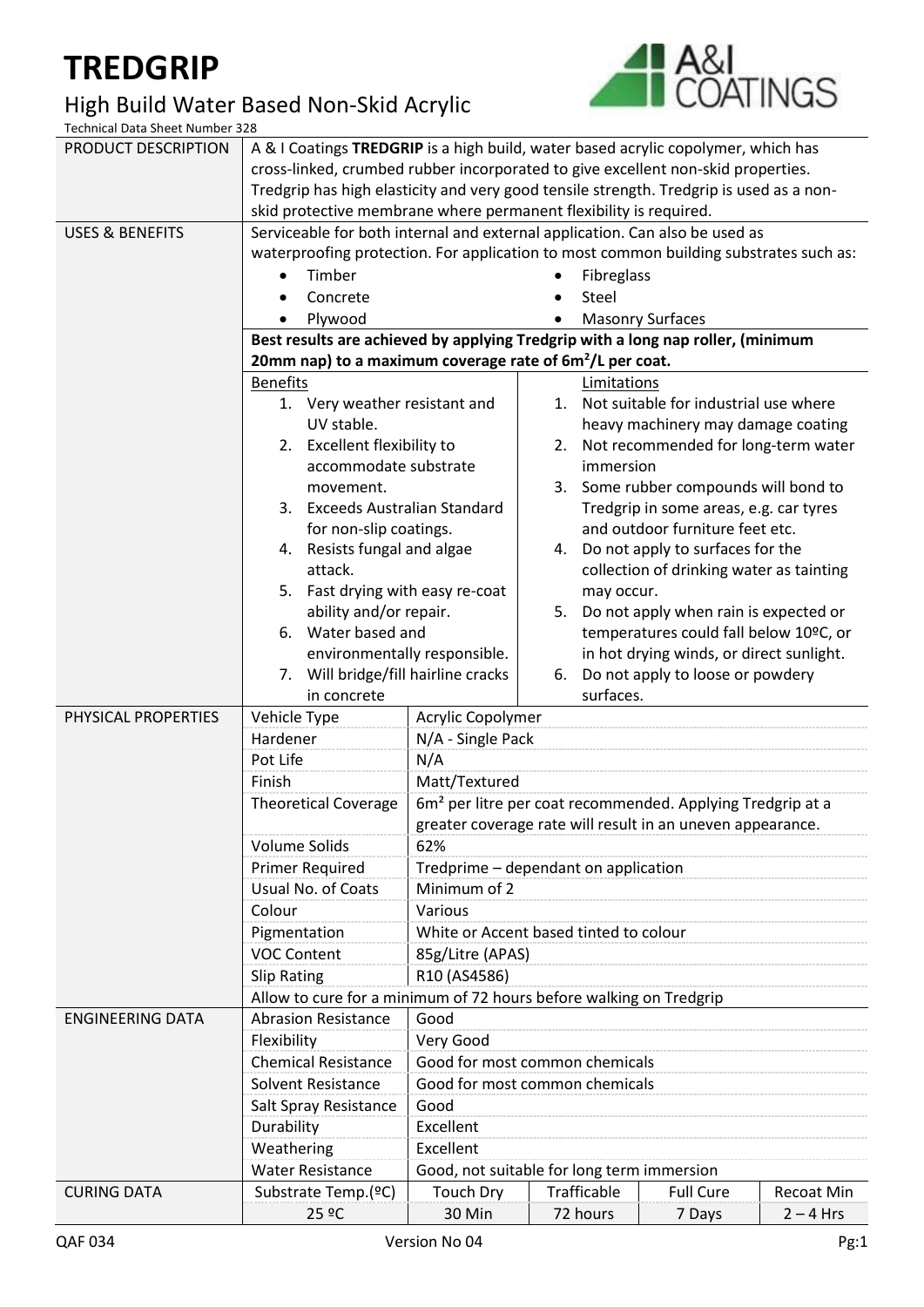# TREDGRIP

## High Build Water Based Non-Skid Acrylic

Technical Data Sheet Number 328

### PRODUCT DESCRIPTION

A & I Coatings **TREDGRIP** is a high build, water based acrylic copolymer, which has cross-linked, crumbed rubber incorporated to give excellent non-skid properties. Tredgrip has high elasticity and very good tensile strength. Tredgrip is used as a non-skid protective membrane where permanent flexibility is required.

### USES & BENEFITS

Serviceable for both internal and external application. Can also be used as waterproofing protection. For application to most common building substrates such as:

- Timber
- Concrete
- Plywood
- Fibreglass
- Steel
- Masonry Surfaces

**Best results are achieved by applying Tredgrip with a long nap roller, (minimum 20mm nap) to a maximum coverage rate of 6m²/L per coat.**

**Benefits**

1. Very weather resistant and UV stable.
2. Excellent flexibility to accommodate substrate movement.
3. Exceeds Australian Standard for non-slip coatings.
4. Resists fungal and algae attack.
5. Fast drying with easy re-coat ability and/or repair.
6. Water based and environmentally responsible.
7. Will bridge/fill hairline cracks in concrete

**Limitations**

1. Not suitable for industrial use where heavy machinery may damage coating
2. Not recommended for long-term water immersion
3. Some rubber compounds will bond to Tredgrip in some areas, e.g. car tyres and outdoor furniture feet etc.
4. Do not apply to surfaces for the collection of drinking water as tainting may occur.
5. Do not apply when rain is expected or temperatures could fall below 10ºC, or in hot drying winds, or direct sunlight.
6. Do not apply to loose or powdery surfaces.

### PHYSICAL PROPERTIES

| Property | Value |
|---|---|
| Vehicle Type | Acrylic Copolymer |
| Hardener | N/A - Single Pack |
| Pot Life | N/A |
| Finish | Matt/Textured |
| Theoretical Coverage | 6m² per litre per coat recommended. Applying Tredgrip at a greater coverage rate will result in an uneven appearance. |
| Volume Solids | 62% |
| Primer Required | Tredprime – dependant on application |
| Usual No. of Coats | Minimum of 2 |
| Colour | Various |
| Pigmentation | White or Accent based tinted to colour |
| VOC Content | 85g/Litre (APAS) |
| Slip Rating | R10 (AS4586) |

Allow to cure for a minimum of 72 hours before walking on Tredgrip

### ENGINEERING DATA

| Property | Value |
|---|---|
| Abrasion Resistance | Good |
| Flexibility | Very Good |
| Chemical Resistance | Good for most common chemicals |
| Solvent Resistance | Good for most common chemicals |
| Salt Spray Resistance | Good |
| Durability | Excellent |
| Weathering | Excellent |
| Water Resistance | Good, not suitable for long term immersion |

### CURING DATA

| Substrate Temp.(ºC) | Touch Dry | Trafficable | Full Cure | Recoat Min |
|---|---|---|---|---|
| 25 ºC | 30 Min | 72 hours | 7 Days | 2 – 4 Hrs |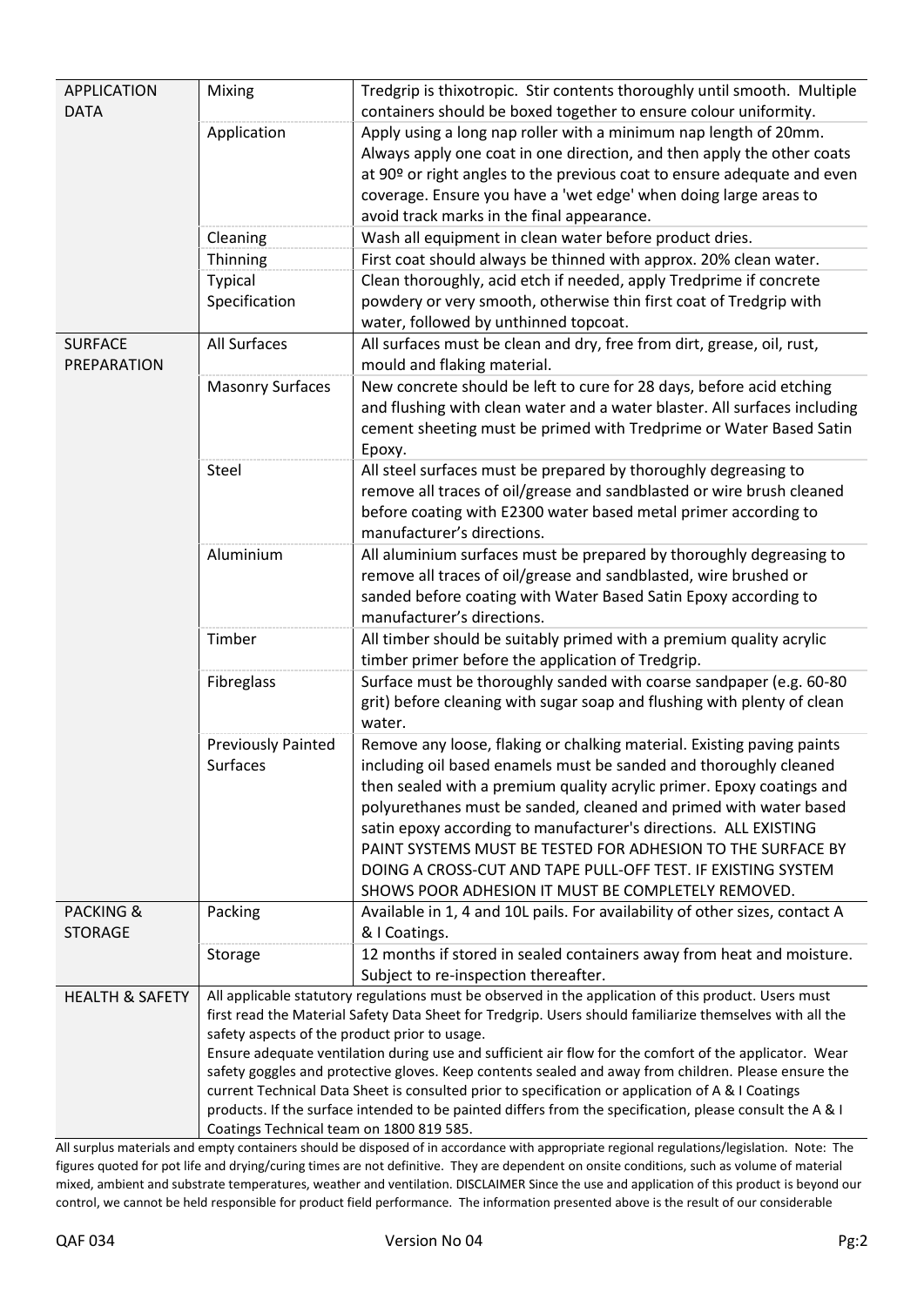| | | |
|---|---|---|
| APPLICATION DATA | Mixing | Tredgrip is thixotropic. Stir contents thoroughly until smooth. Multiple containers should be boxed together to ensure colour uniformity. |
| | Application | Apply using a long nap roller with a minimum nap length of 20mm. Always apply one coat in one direction, and then apply the other coats at 90º or right angles to the previous coat to ensure adequate and even coverage. Ensure you have a 'wet edge' when doing large areas to avoid track marks in the final appearance. |
| | Cleaning | Wash all equipment in clean water before product dries. |
| | Thinning | First coat should always be thinned with approx. 20% clean water. |
| | Typical Specification | Clean thoroughly, acid etch if needed, apply Tredprime if concrete powdery or very smooth, otherwise thin first coat of Tredgrip with water, followed by unthinned topcoat. |
| SURFACE PREPARATION | All Surfaces | All surfaces must be clean and dry, free from dirt, grease, oil, rust, mould and flaking material. |
| | Masonry Surfaces | New concrete should be left to cure for 28 days, before acid etching and flushing with clean water and a water blaster. All surfaces including cement sheeting must be primed with Tredprime or Water Based Satin Epoxy. |
| | Steel | All steel surfaces must be prepared by thoroughly degreasing to remove all traces of oil/grease and sandblasted or wire brush cleaned before coating with E2300 water based metal primer according to manufacturer's directions. |
| | Aluminium | All aluminium surfaces must be prepared by thoroughly degreasing to remove all traces of oil/grease and sandblasted, wire brushed or sanded before coating with Water Based Satin Epoxy according to manufacturer's directions. |
| | Timber | All timber should be suitably primed with a premium quality acrylic timber primer before the application of Tredgrip. |
| | Fibreglass | Surface must be thoroughly sanded with coarse sandpaper (e.g. 60-80 grit) before cleaning with sugar soap and flushing with plenty of clean water. |
| | Previously Painted Surfaces | Remove any loose, flaking or chalking material. Existing paving paints including oil based enamels must be sanded and thoroughly cleaned then sealed with a premium quality acrylic primer. Epoxy coatings and polyurethanes must be sanded, cleaned and primed with water based satin epoxy according to manufacturer's directions. ALL EXISTING PAINT SYSTEMS MUST BE TESTED FOR ADHESION TO THE SURFACE BY DOING A CROSS-CUT AND TAPE PULL-OFF TEST. IF EXISTING SYSTEM SHOWS POOR ADHESION IT MUST BE COMPLETELY REMOVED. |
| PACKING & STORAGE | Packing | Available in 1, 4 and 10L pails. For availability of other sizes, contact A & I Coatings. |
| | Storage | 12 months if stored in sealed containers away from heat and moisture. Subject to re-inspection thereafter. |
| HEALTH & SAFETY | All applicable statutory regulations must be observed in the application of this product. Users must first read the Material Safety Data Sheet for Tredgrip. Users should familiarize themselves with all the safety aspects of the product prior to usage. Ensure adequate ventilation during use and sufficient air flow for the comfort of the applicator. Wear safety goggles and protective gloves. Keep contents sealed and away from children. Please ensure the current Technical Data Sheet is consulted prior to specification or application of A & I Coatings products. If the surface intended to be painted differs from the specification, please consult the A & I Coatings Technical team on 1800 819 585. | |

All surplus materials and empty containers should be disposed of in accordance with appropriate regional regulations/legislation. Note: The figures quoted for pot life and drying/curing times are not definitive. They are dependent on onsite conditions, such as volume of material mixed, ambient and substrate temperatures, weather and ventilation. DISCLAIMER Since the use and application of this product is beyond our control, we cannot be held responsible for product field performance. The information presented above is the result of our considerable

QAF 034 Version No 04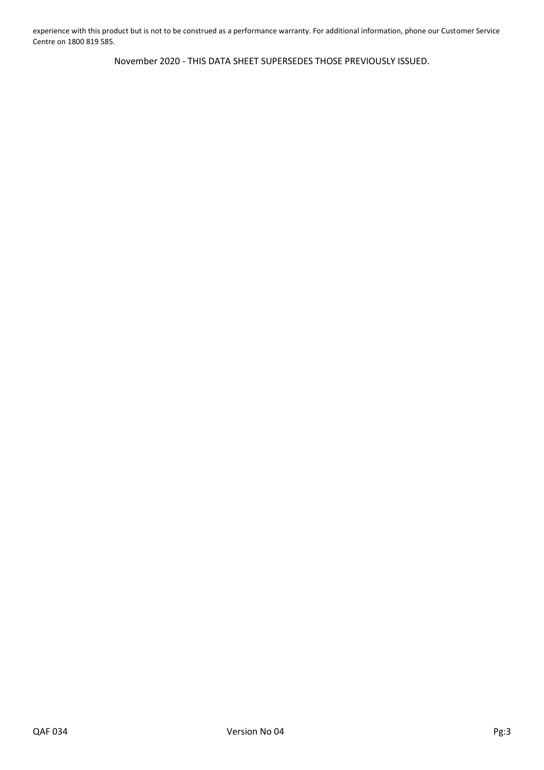experience with this product but is not to be construed as a performance warranty. For additional information, phone our Customer Service Centre on 1800 819 585.

November 2020 - THIS DATA SHEET SUPERSEDES THOSE PREVIOUSLY ISSUED.